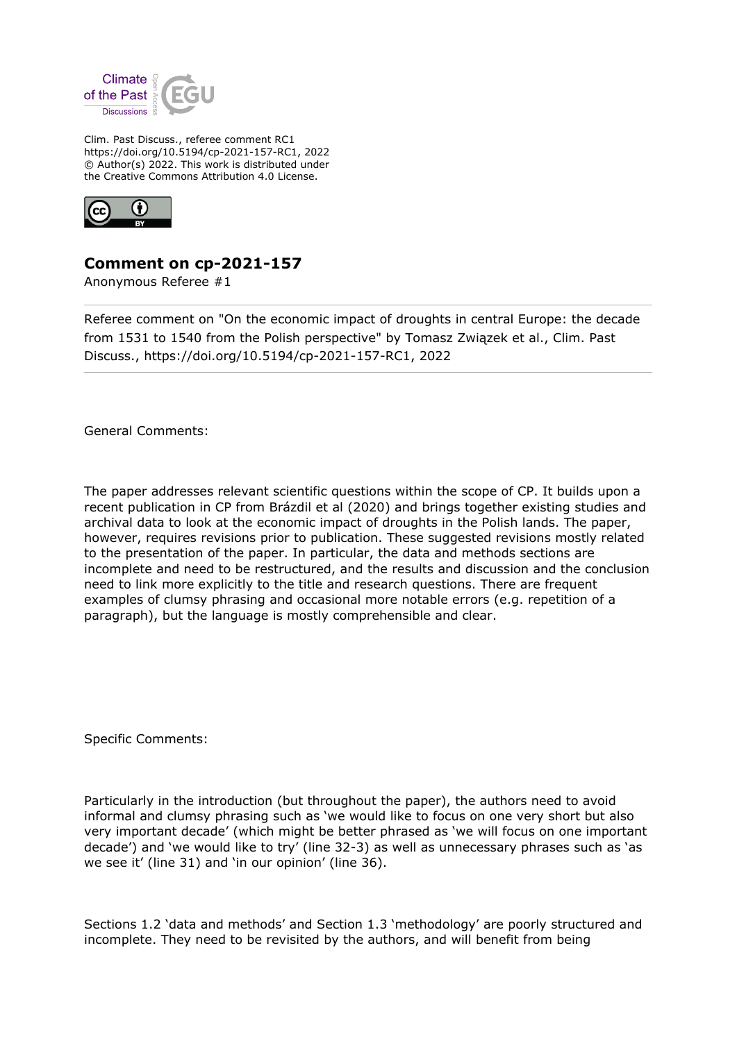Clim. Past Discuss., referee comment RC1
https://doi.org/10.5194/cp-2021-157-RC1, 2022
© Author(s) 2022. This work is distributed under
the Creative Commons Attribution 4.0 License.

## Comment on cp-2021-157

Anonymous Referee #1

---

Referee comment on "On the economic impact of droughts in central Europe: the decade from 1531 to 1540 from the Polish perspective" by Tomasz Związek et al., Clim. Past Discuss., https://doi.org/10.5194/cp-2021-157-RC1, 2022

---

General Comments:

The paper addresses relevant scientific questions within the scope of CP. It builds upon a recent publication in CP from Brázdil et al (2020) and brings together existing studies and archival data to look at the economic impact of droughts in the Polish lands. The paper, however, requires revisions prior to publication. These suggested revisions mostly related to the presentation of the paper. In particular, the data and methods sections are incomplete and need to be restructured, and the results and discussion and the conclusion need to link more explicitly to the title and research questions. There are frequent examples of clumsy phrasing and occasional more notable errors (e.g. repetition of a paragraph), but the language is mostly comprehensible and clear.

Specific Comments:

Particularly in the introduction (but throughout the paper), the authors need to avoid informal and clumsy phrasing such as 'we would like to focus on one very short but also very important decade' (which might be better phrased as 'we will focus on one important decade') and 'we would like to try' (line 32-3) as well as unnecessary phrases such as 'as we see it' (line 31) and 'in our opinion' (line 36).

Sections 1.2 'data and methods' and Section 1.3 'methodology' are poorly structured and incomplete. They need to be revisited by the authors, and will benefit from being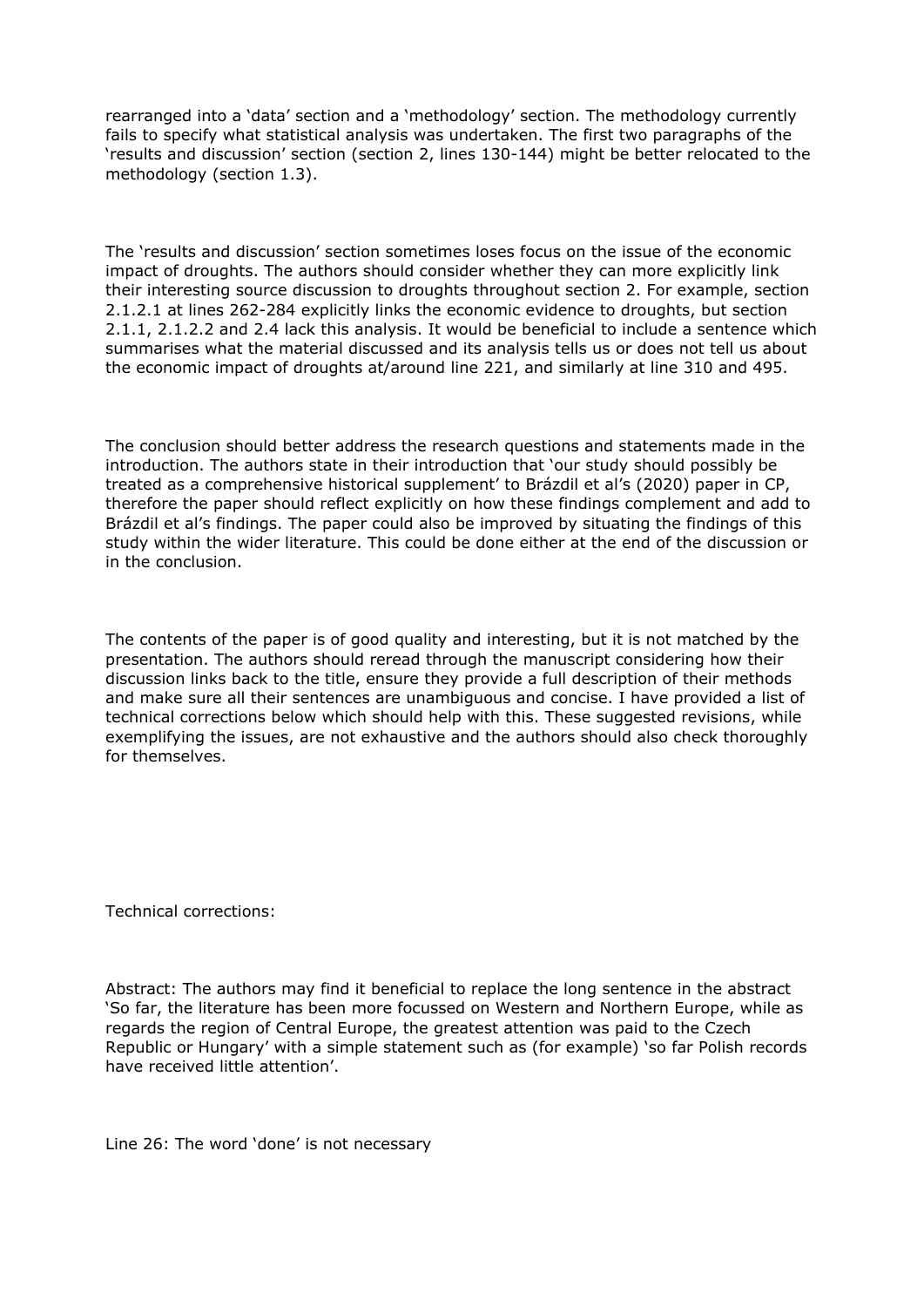rearranged into a 'data' section and a 'methodology' section. The methodology currently fails to specify what statistical analysis was undertaken. The first two paragraphs of the 'results and discussion' section (section 2, lines 130-144) might be better relocated to the methodology (section 1.3).

The 'results and discussion' section sometimes loses focus on the issue of the economic impact of droughts. The authors should consider whether they can more explicitly link their interesting source discussion to droughts throughout section 2. For example, section 2.1.2.1 at lines 262-284 explicitly links the economic evidence to droughts, but section 2.1.1, 2.1.2.2 and 2.4 lack this analysis. It would be beneficial to include a sentence which summarises what the material discussed and its analysis tells us or does not tell us about the economic impact of droughts at/around line 221, and similarly at line 310 and 495.

The conclusion should better address the research questions and statements made in the introduction. The authors state in their introduction that 'our study should possibly be treated as a comprehensive historical supplement' to Brázdil et al's (2020) paper in CP, therefore the paper should reflect explicitly on how these findings complement and add to Brázdil et al's findings. The paper could also be improved by situating the findings of this study within the wider literature. This could be done either at the end of the discussion or in the conclusion.

The contents of the paper is of good quality and interesting, but it is not matched by the presentation. The authors should reread through the manuscript considering how their discussion links back to the title, ensure they provide a full description of their methods and make sure all their sentences are unambiguous and concise. I have provided a list of technical corrections below which should help with this. These suggested revisions, while exemplifying the issues, are not exhaustive and the authors should also check thoroughly for themselves.

Technical corrections:

Abstract: The authors may find it beneficial to replace the long sentence in the abstract 'So far, the literature has been more focussed on Western and Northern Europe, while as regards the region of Central Europe, the greatest attention was paid to the Czech Republic or Hungary' with a simple statement such as (for example) 'so far Polish records have received little attention'.

Line 26: The word 'done' is not necessary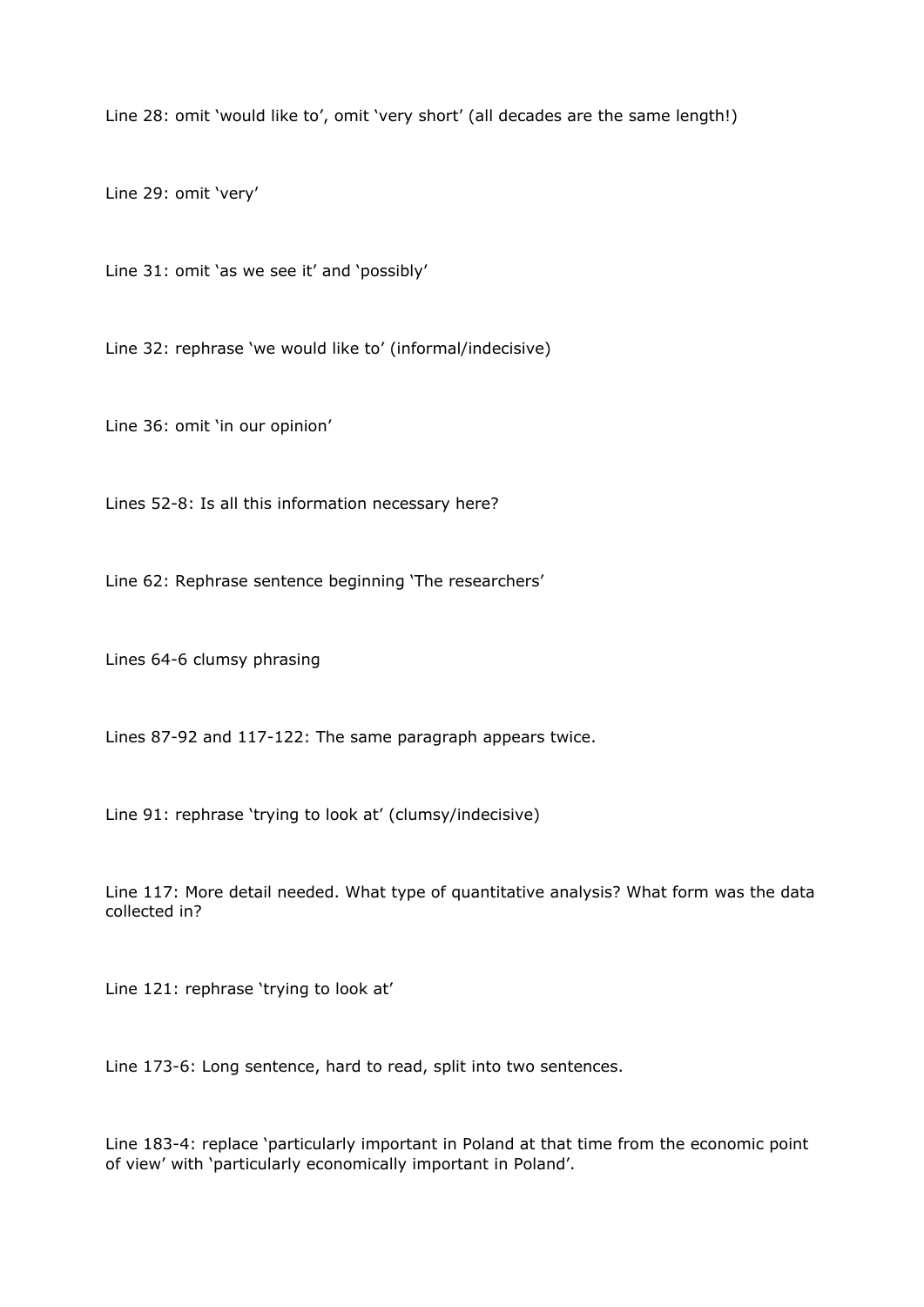Line 28: omit 'would like to', omit 'very short' (all decades are the same length!)

Line 29: omit 'very'

Line 31: omit 'as we see it' and 'possibly'

Line 32: rephrase 'we would like to' (informal/indecisive)

Line 36: omit 'in our opinion'

Lines 52-8: Is all this information necessary here?

Line 62: Rephrase sentence beginning 'The researchers'

Lines 64-6 clumsy phrasing

Lines 87-92 and 117-122: The same paragraph appears twice.

Line 91: rephrase 'trying to look at' (clumsy/indecisive)

Line 117: More detail needed. What type of quantitative analysis? What form was the data collected in?

Line 121: rephrase 'trying to look at'

Line 173-6: Long sentence, hard to read, split into two sentences.

Line 183-4: replace 'particularly important in Poland at that time from the economic point of view' with 'particularly economically important in Poland'.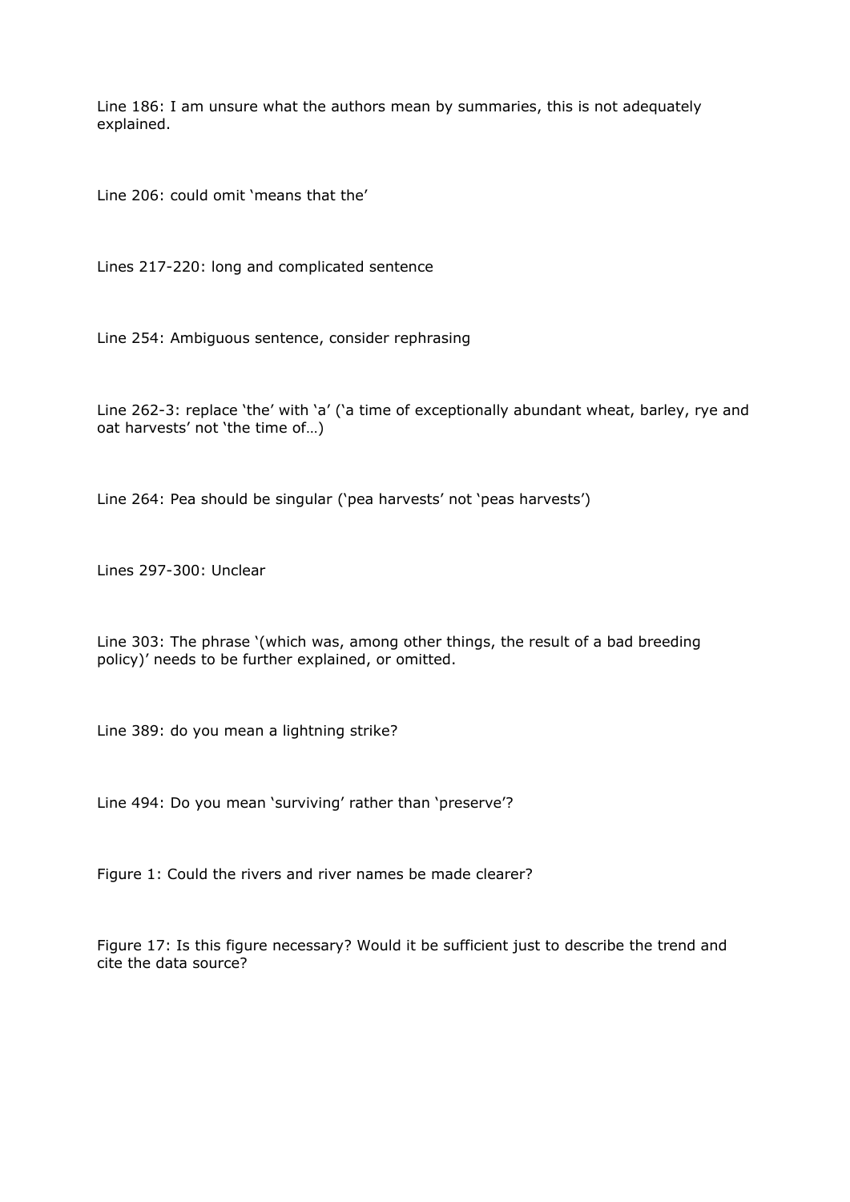Line 186: I am unsure what the authors mean by summaries, this is not adequately explained.

Line 206: could omit 'means that the'

Lines 217-220: long and complicated sentence

Line 254: Ambiguous sentence, consider rephrasing

Line 262-3: replace 'the' with 'a' ('a time of exceptionally abundant wheat, barley, rye and oat harvests' not 'the time of…)

Line 264: Pea should be singular ('pea harvests' not 'peas harvests')

Lines 297-300: Unclear

Line 303: The phrase '(which was, among other things, the result of a bad breeding policy)' needs to be further explained, or omitted.

Line 389: do you mean a lightning strike?

Line 494: Do you mean 'surviving' rather than 'preserve'?

Figure 1: Could the rivers and river names be made clearer?

Figure 17: Is this figure necessary? Would it be sufficient just to describe the trend and cite the data source?